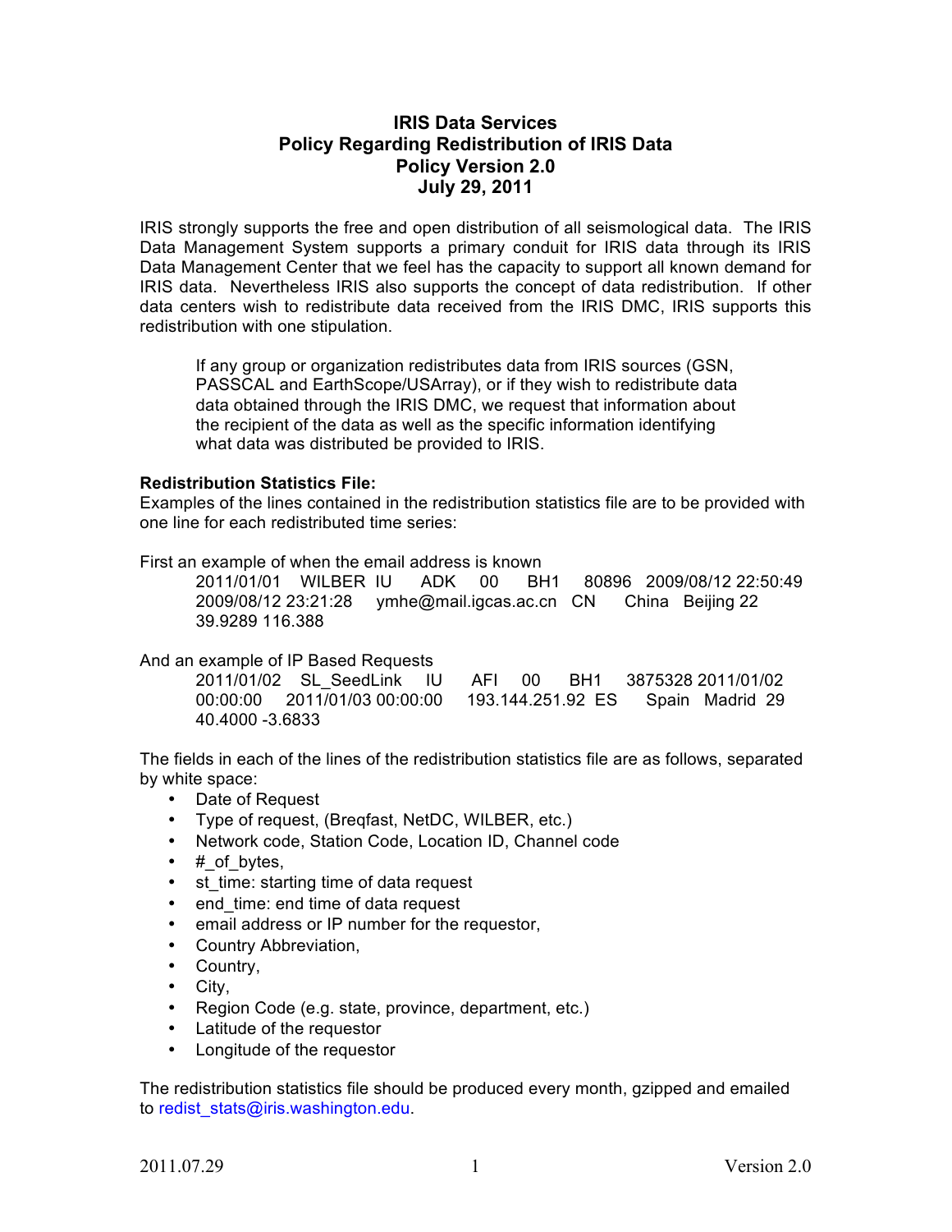# IRIS Data Services
## Policy Regarding Redistribution of IRIS Data
## Policy Version 2.0
## July 29, 2011

IRIS strongly supports the free and open distribution of all seismological data. The IRIS Data Management System supports a primary conduit for IRIS data through its IRIS Data Management Center that we feel has the capacity to support all known demand for IRIS data. Nevertheless IRIS also supports the concept of data redistribution. If other data centers wish to redistribute data received from the IRIS DMC, IRIS supports this redistribution with one stipulation.

> If any group or organization redistributes data from IRIS sources (GSN, PASSCAL and EarthScope/USArray), or if they wish to redistribute data data obtained through the IRIS DMC, we request that information about the recipient of the data as well as the specific information identifying what data was distributed be provided to IRIS.

**Redistribution Statistics File:**

Examples of the lines contained in the redistribution statistics file are to be provided with one line for each redistributed time series:

First an example of when the email address is known

```
2011/01/01   WILBER  IU    ADK   00    BH1    80896   2009/08/12 22:50:49
2009/08/12 23:21:28    ymhe@mail.igcas.ac.cn   CN     China   Beijing 22
39.9289 116.388
```

And an example of IP Based Requests

```
2011/01/02   SL_SeedLink   IU    AFI   00    BH1    3875328 2011/01/02
00:00:00   2011/01/03 00:00:00    193.144.251.92  ES     Spain  Madrid  29
40.4000 -3.6833
```

The fields in each of the lines of the redistribution statistics file are as follows, separated by white space:

- Date of Request
- Type of request, (Breqfast, NetDC, WILBER, etc.)
- Network code, Station Code, Location ID, Channel code
- #_of_bytes,
- st_time: starting time of data request
- end_time: end time of data request
- email address or IP number for the requestor,
- Country Abbreviation,
- Country,
- City,
- Region Code (e.g. state, province, department, etc.)
- Latitude of the requestor
- Longitude of the requestor

The redistribution statistics file should be produced every month, gzipped and emailed to redist_stats@iris.washington.edu.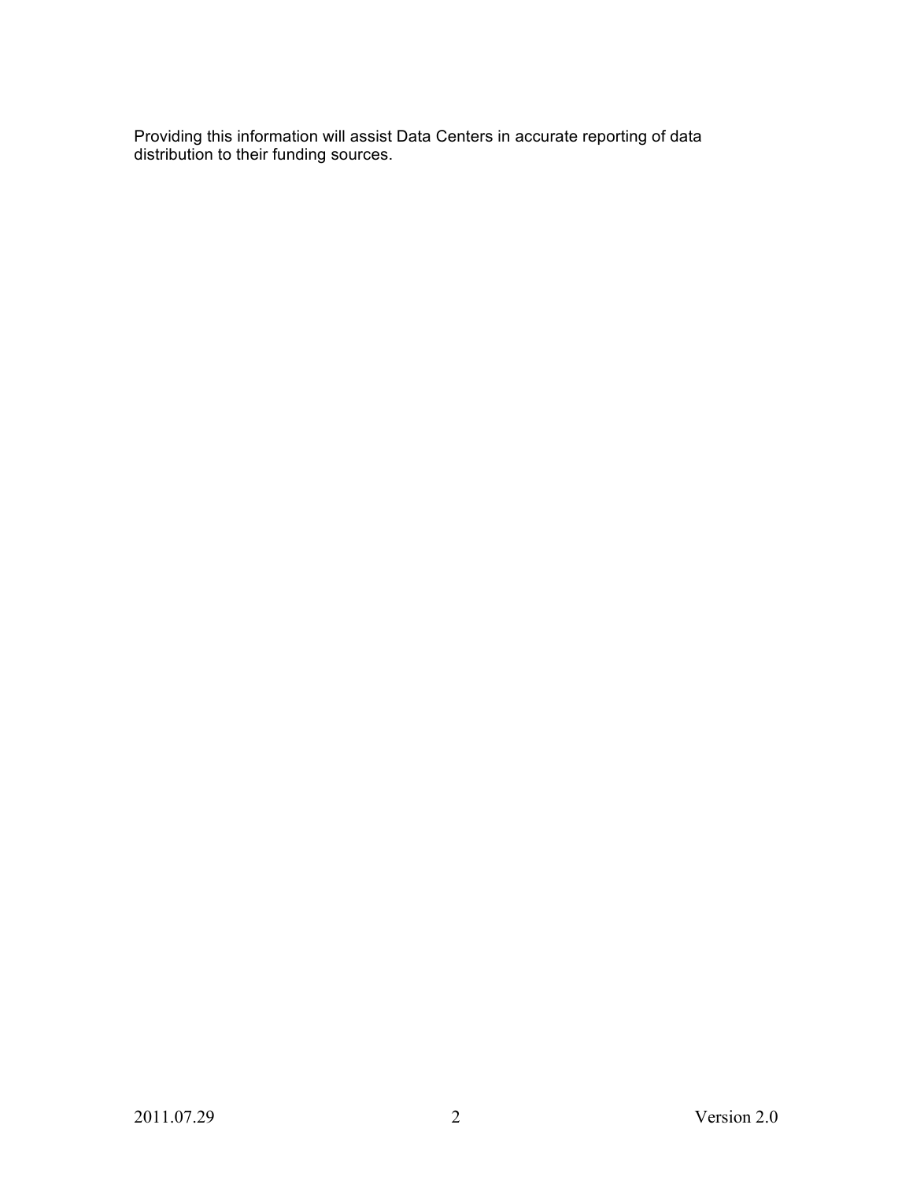Providing this information will assist Data Centers in accurate reporting of data distribution to their funding sources.